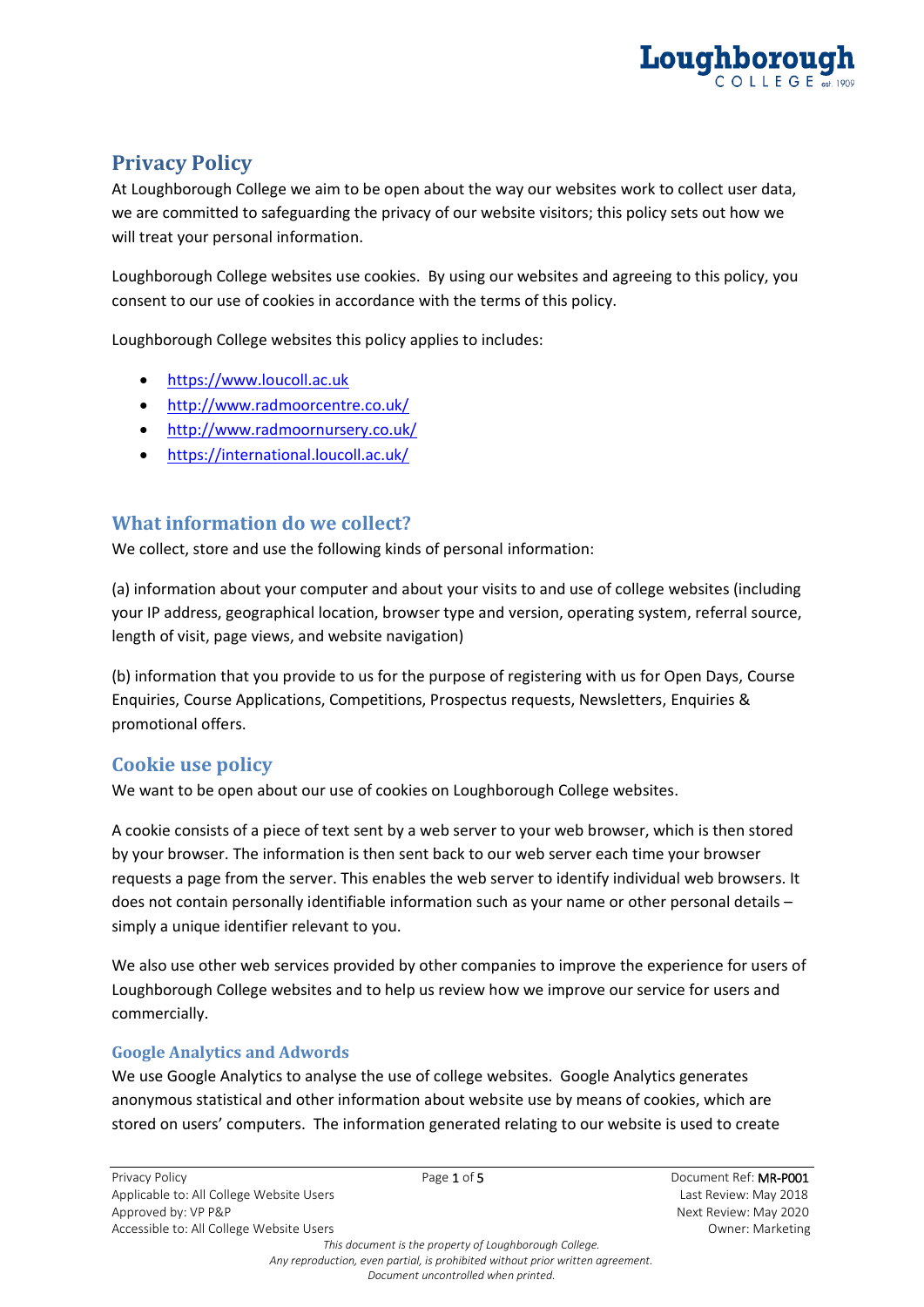# Privacy Policy

At Loughborough College we aim to be open about the way our websites work to collect user data, we are committed to safeguarding the privacy of our website visitors; this policy sets out how we will treat your personal information.

Loughborough College websites use cookies. By using our websites and agreeing to this policy, you consent to our use of cookies in accordance with the terms of this policy.

Loughborough College websites this policy applies to includes:

- https://www.loucoll.ac.uk
- http://www.radmoorcentre.co.uk/
- http://www.radmoornursery.co.uk/
- https://international.loucoll.ac.uk/

## What information do we collect?

We collect, store and use the following kinds of personal information:

(a) information about your computer and about your visits to and use of college websites (including your IP address, geographical location, browser type and version, operating system, referral source, length of visit, page views, and website navigation)

(b) information that you provide to us for the purpose of registering with us for Open Days, Course Enquiries, Course Applications, Competitions, Prospectus requests, Newsletters, Enquiries & promotional offers.

## Cookie use policy

We want to be open about our use of cookies on Loughborough College websites.

A cookie consists of a piece of text sent by a web server to your web browser, which is then stored by your browser. The information is then sent back to our web server each time your browser requests a page from the server. This enables the web server to identify individual web browsers. It does not contain personally identifiable information such as your name or other personal details – simply a unique identifier relevant to you.

We also use other web services provided by other companies to improve the experience for users of Loughborough College websites and to help us review how we improve our service for users and commercially.

### Google Analytics and Adwords

We use Google Analytics to analyse the use of college websites. Google Analytics generates anonymous statistical and other information about website use by means of cookies, which are stored on users' computers. The information generated relating to our website is used to create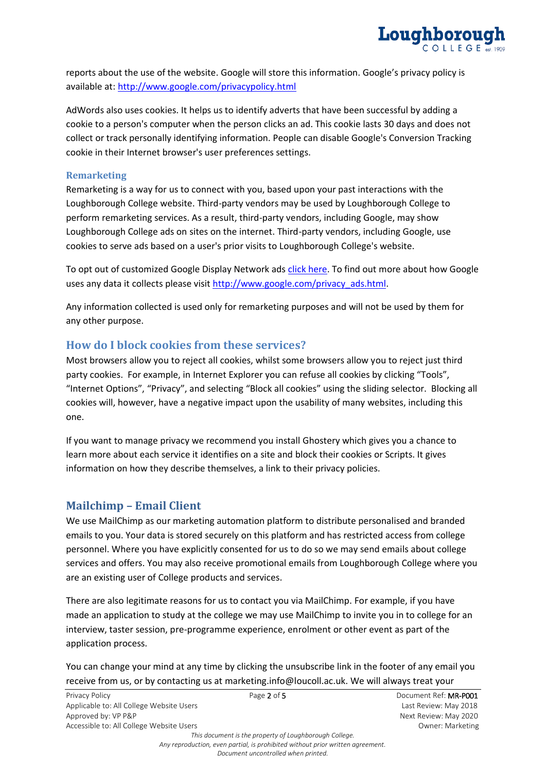reports about the use of the website. Google will store this information. Google's privacy policy is available at: [http://www.google.com/privacypolicy.html](http://www.google.com/privacypolicy.html)

AdWords also uses cookies. It helps us to identify adverts that have been successful by adding a cookie to a person's computer when the person clicks an ad. This cookie lasts 30 days and does not collect or track personally identifying information. People can disable Google's Conversion Tracking cookie in their Internet browser's user preferences settings.

### Remarketing

Remarketing is a way for us to connect with you, based upon your past interactions with the Loughborough College website. Third-party vendors may be used by Loughborough College to perform remarketing services. As a result, third-party vendors, including Google, may show Loughborough College ads on sites on the internet. Third-party vendors, including Google, use cookies to serve ads based on a user's prior visits to Loughborough College's website.

To opt out of customized Google Display Network ads click here. To find out more about how Google uses any data it collects please visit [http://www.google.com/privacy_ads.html](http://www.google.com/privacy_ads.html).

Any information collected is used only for remarketing purposes and will not be used by them for any other purpose.

## How do I block cookies from these services?

Most browsers allow you to reject all cookies, whilst some browsers allow you to reject just third party cookies. For example, in Internet Explorer you can refuse all cookies by clicking "Tools", "Internet Options", "Privacy", and selecting "Block all cookies" using the sliding selector. Blocking all cookies will, however, have a negative impact upon the usability of many websites, including this one.

If you want to manage privacy we recommend you install Ghostery which gives you a chance to learn more about each service it identifies on a site and block their cookies or Scripts. It gives information on how they describe themselves, a link to their privacy policies.

## Mailchimp – Email Client

We use MailChimp as our marketing automation platform to distribute personalised and branded emails to you. Your data is stored securely on this platform and has restricted access from college personnel. Where you have explicitly consented for us to do so we may send emails about college services and offers. You may also receive promotional emails from Loughborough College where you are an existing user of College products and services.

There are also legitimate reasons for us to contact you via MailChimp. For example, if you have made an application to study at the college we may use MailChimp to invite you in to college for an interview, taster session, pre-programme experience, enrolment or other event as part of the application process.

You can change your mind at any time by clicking the unsubscribe link in the footer of any email you receive from us, or by contacting us at marketing.info@loucoll.ac.uk. We will always treat your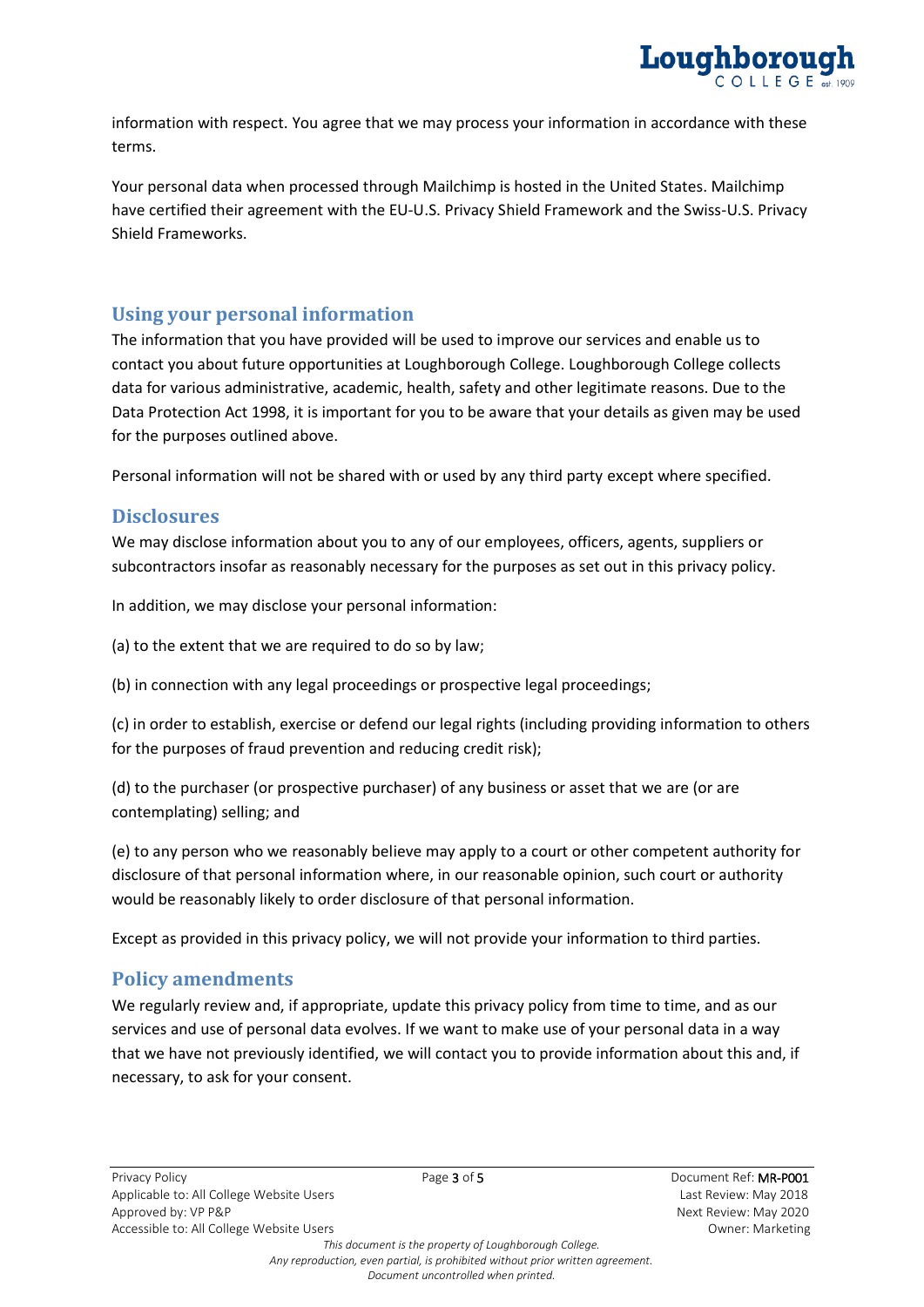information with respect. You agree that we may process your information in accordance with these terms.

Your personal data when processed through Mailchimp is hosted in the United States. Mailchimp have certified their agreement with the EU-U.S. Privacy Shield Framework and the Swiss-U.S. Privacy Shield Frameworks.

## Using your personal information

The information that you have provided will be used to improve our services and enable us to contact you about future opportunities at Loughborough College. Loughborough College collects data for various administrative, academic, health, safety and other legitimate reasons. Due to the Data Protection Act 1998, it is important for you to be aware that your details as given may be used for the purposes outlined above.

Personal information will not be shared with or used by any third party except where specified.

## Disclosures

We may disclose information about you to any of our employees, officers, agents, suppliers or subcontractors insofar as reasonably necessary for the purposes as set out in this privacy policy.

In addition, we may disclose your personal information:

(a) to the extent that we are required to do so by law;

(b) in connection with any legal proceedings or prospective legal proceedings;

(c) in order to establish, exercise or defend our legal rights (including providing information to others for the purposes of fraud prevention and reducing credit risk);

(d) to the purchaser (or prospective purchaser) of any business or asset that we are (or are contemplating) selling; and

(e) to any person who we reasonably believe may apply to a court or other competent authority for disclosure of that personal information where, in our reasonable opinion, such court or authority would be reasonably likely to order disclosure of that personal information.

Except as provided in this privacy policy, we will not provide your information to third parties.

## Policy amendments

We regularly review and, if appropriate, update this privacy policy from time to time, and as our services and use of personal data evolves. If we want to make use of your personal data in a way that we have not previously identified, we will contact you to provide information about this and, if necessary, to ask for your consent.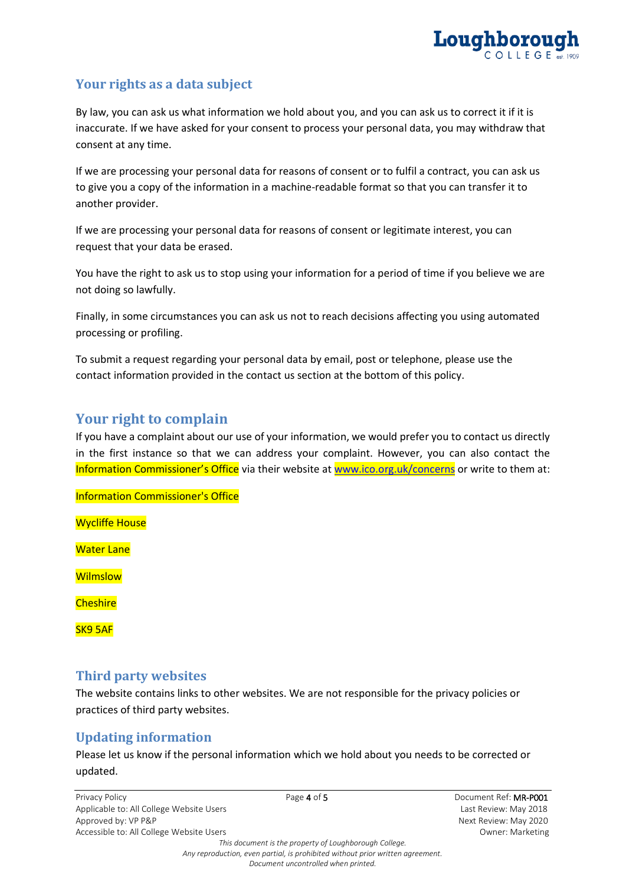## Your rights as a data subject

By law, you can ask us what information we hold about you, and you can ask us to correct it if it is inaccurate. If we have asked for your consent to process your personal data, you may withdraw that consent at any time.

If we are processing your personal data for reasons of consent or to fulfil a contract, you can ask us to give you a copy of the information in a machine-readable format so that you can transfer it to another provider.

If we are processing your personal data for reasons of consent or legitimate interest, you can request that your data be erased.

You have the right to ask us to stop using your information for a period of time if you believe we are not doing so lawfully.

Finally, in some circumstances you can ask us not to reach decisions affecting you using automated processing or profiling.

To submit a request regarding your personal data by email, post or telephone, please use the contact information provided in the contact us section at the bottom of this policy.

## Your right to complain

If you have a complaint about our use of your information, we would prefer you to contact us directly in the first instance so that we can address your complaint. However, you can also contact the Information Commissioner's Office via their website at www.ico.org.uk/concerns or write to them at:

Information Commissioner's Office

Wycliffe House

Water Lane

Wilmslow

Cheshire

SK9 5AF

## Third party websites

The website contains links to other websites. We are not responsible for the privacy policies or practices of third party websites.

## Updating information

Please let us know if the personal information which we hold about you needs to be corrected or updated.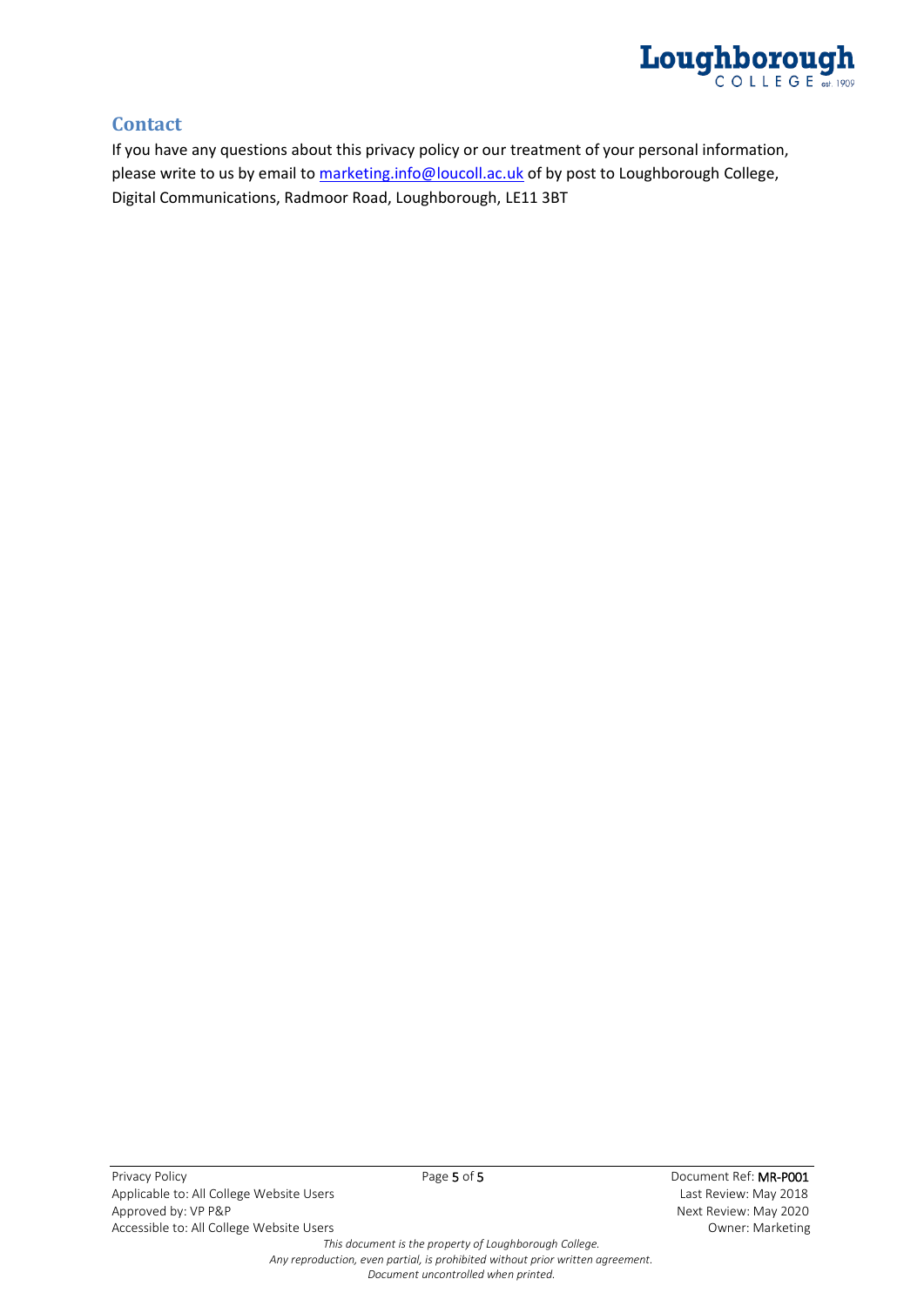## Contact

If you have any questions about this privacy policy or our treatment of your personal information, please write to us by email to marketing.info@loucoll.ac.uk of by post to Loughborough College, Digital Communications, Radmoor Road, Loughborough, LE11 3BT